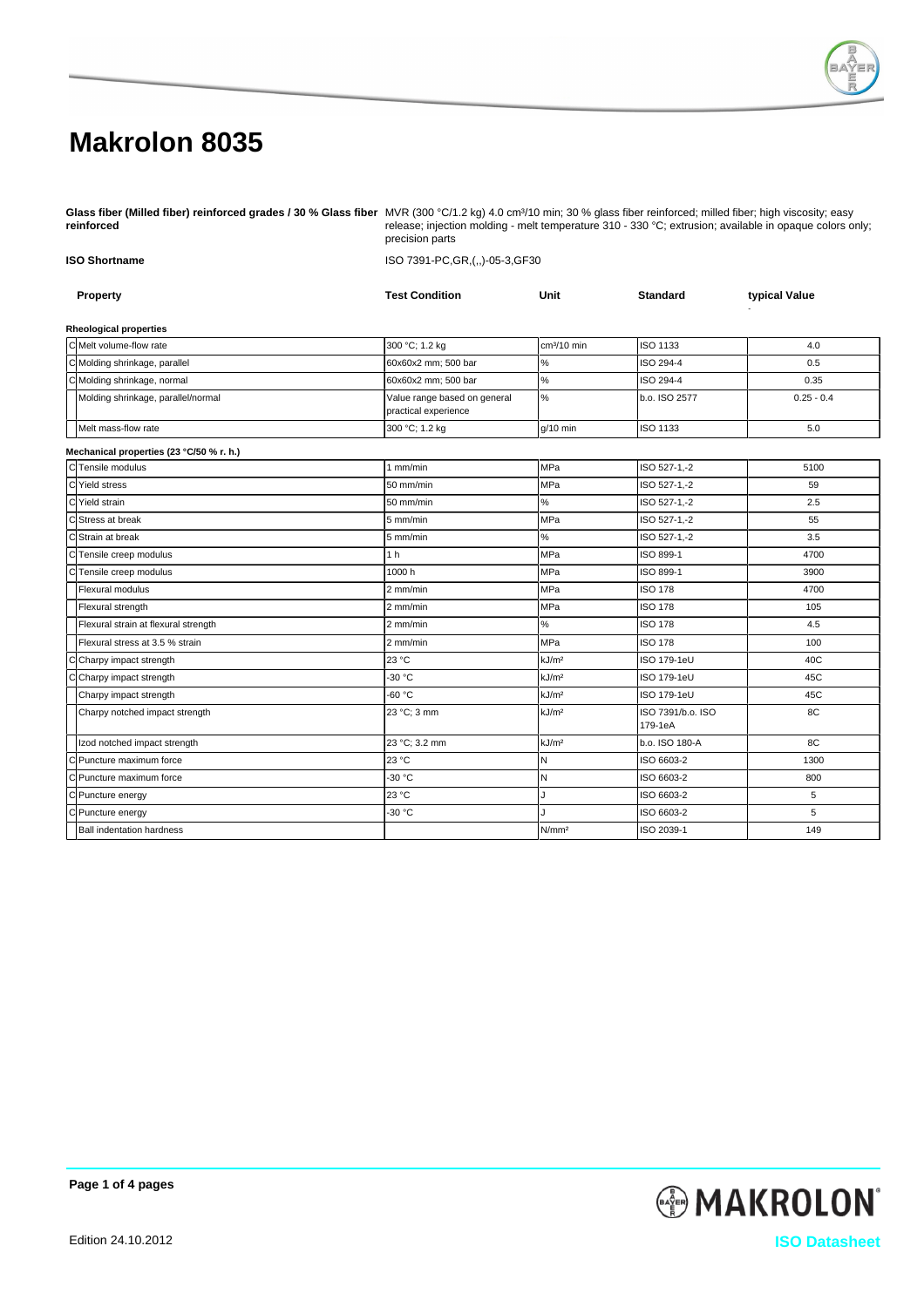# Makrolon 8035

**Glass fiber (Milled fiber) reinforced grades / 30 % Glass fiber reinforced**

MVR (300 °C/1.2 kg) 4.0 cm³/10 min; 30 % glass fiber reinforced; milled fiber; high viscosity; easy release; injection molding - melt temperature 310 - 330 °C; extrusion; available in opaque colors only; precision parts

**ISO Shortname** ISO 7391-PC,GR,(,,)-05-3,GF30

| | Property | Test Condition | Unit | Standard | typical Value |
|---|---|---|---|---|---|
| | **Rheological properties** | | | | |
| C | Melt volume-flow rate | 300 °C; 1.2 kg | cm³/10 min | ISO 1133 | 4.0 |
| C | Molding shrinkage, parallel | 60x60x2 mm; 500 bar | % | ISO 294-4 | 0.5 |
| C | Molding shrinkage, normal | 60x60x2 mm; 500 bar | % | ISO 294-4 | 0.35 |
| | Molding shrinkage, parallel/normal | Value range based on general practical experience | % | b.o. ISO 2577 | 0.25 - 0.4 |
| | Melt mass-flow rate | 300 °C; 1.2 kg | g/10 min | ISO 1133 | 5.0 |
| | **Mechanical properties (23 °C/50 % r. h.)** | | | | |
| C | Tensile modulus | 1 mm/min | MPa | ISO 527-1,-2 | 5100 |
| C | Yield stress | 50 mm/min | MPa | ISO 527-1,-2 | 59 |
| C | Yield strain | 50 mm/min | % | ISO 527-1,-2 | 2.5 |
| C | Stress at break | 5 mm/min | MPa | ISO 527-1,-2 | 55 |
| C | Strain at break | 5 mm/min | % | ISO 527-1,-2 | 3.5 |
| C | Tensile creep modulus | 1 h | MPa | ISO 899-1 | 4700 |
| C | Tensile creep modulus | 1000 h | MPa | ISO 899-1 | 3900 |
| | Flexural modulus | 2 mm/min | MPa | ISO 178 | 4700 |
| | Flexural strength | 2 mm/min | MPa | ISO 178 | 105 |
| | Flexural strain at flexural strength | 2 mm/min | % | ISO 178 | 4.5 |
| | Flexural stress at 3.5 % strain | 2 mm/min | MPa | ISO 178 | 100 |
| C | Charpy impact strength | 23 °C | kJ/m² | ISO 179-1eU | 40C |
| C | Charpy impact strength | -30 °C | kJ/m² | ISO 179-1eU | 45C |
| | Charpy impact strength | -60 °C | kJ/m² | ISO 179-1eU | 45C |
| | Charpy notched impact strength | 23 °C; 3 mm | kJ/m² | ISO 7391/b.o. ISO 179-1eA | 8C |
| | Izod notched impact strength | 23 °C; 3.2 mm | kJ/m² | b.o. ISO 180-A | 8C |
| C | Puncture maximum force | 23 °C | N | ISO 6603-2 | 1300 |
| C | Puncture maximum force | -30 °C | N | ISO 6603-2 | 800 |
| C | Puncture energy | 23 °C | J | ISO 6603-2 | 5 |
| C | Puncture energy | -30 °C | J | ISO 6603-2 | 5 |
| | Ball indentation hardness | | N/mm² | ISO 2039-1 | 149 |

Edition 24.10.2012

ISO Datasheet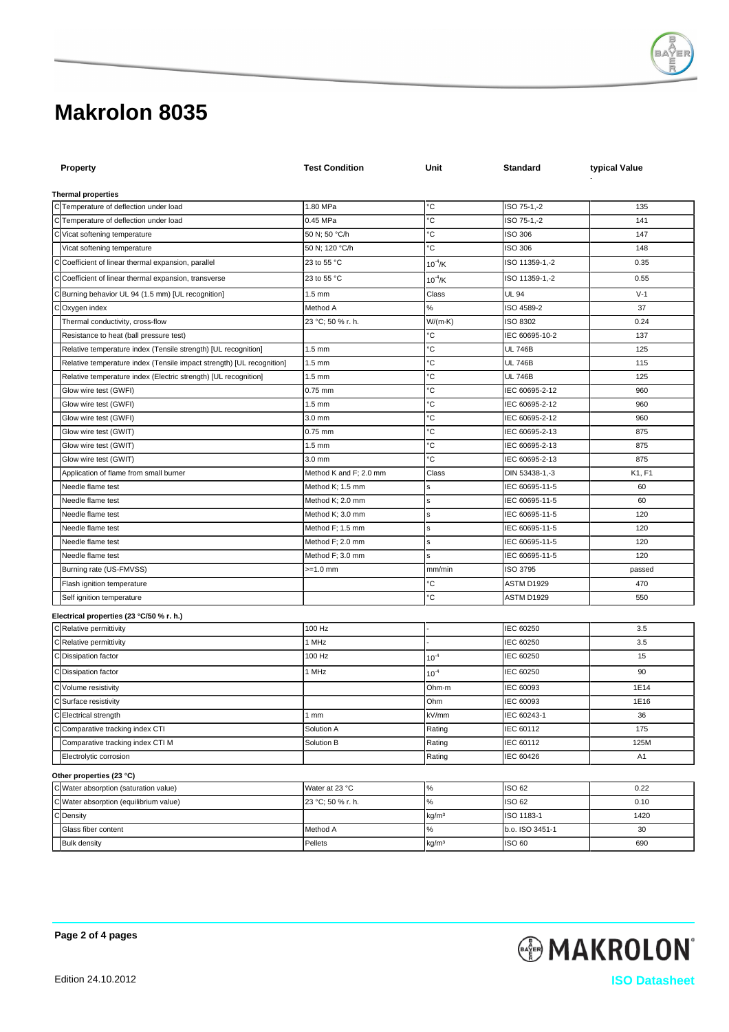# Makrolon 8035

| | Property | Test Condition | Unit | Standard | typical Value |
|---|---|---|---|---|---|
| | **Thermal properties** | | | | |
| C | Temperature of deflection under load | 1.80 MPa | °C | ISO 75-1,-2 | 135 |
| C | Temperature of deflection under load | 0.45 MPa | °C | ISO 75-1,-2 | 141 |
| C | Vicat softening temperature | 50 N; 50 °C/h | °C | ISO 306 | 147 |
| | Vicat softening temperature | 50 N; 120 °C/h | °C | ISO 306 | 148 |
| C | Coefficient of linear thermal expansion, parallel | 23 to 55 °C | $10^{-4}$/K | ISO 11359-1,-2 | 0.35 |
| C | Coefficient of linear thermal expansion, transverse | 23 to 55 °C | $10^{-4}$/K | ISO 11359-1,-2 | 0.55 |
| C | Burning behavior UL 94 (1.5 mm) [UL recognition] | 1.5 mm | Class | UL 94 | V-1 |
| C | Oxygen index | Method A | % | ISO 4589-2 | 37 |
| | Thermal conductivity, cross-flow | 23 °C; 50 % r. h. | W/(m·K) | ISO 8302 | 0.24 |
| | Resistance to heat (ball pressure test) | | °C | IEC 60695-10-2 | 137 |
| | Relative temperature index (Tensile strength) [UL recognition] | 1.5 mm | °C | UL 746B | 125 |
| | Relative temperature index (Tensile impact strength) [UL recognition] | 1.5 mm | °C | UL 746B | 115 |
| | Relative temperature index (Electric strength) [UL recognition] | 1.5 mm | °C | UL 746B | 125 |
| | Glow wire test (GWFI) | 0.75 mm | °C | IEC 60695-2-12 | 960 |
| | Glow wire test (GWFI) | 1.5 mm | °C | IEC 60695-2-12 | 960 |
| | Glow wire test (GWFI) | 3.0 mm | °C | IEC 60695-2-12 | 960 |
| | Glow wire test (GWIT) | 0.75 mm | °C | IEC 60695-2-13 | 875 |
| | Glow wire test (GWIT) | 1.5 mm | °C | IEC 60695-2-13 | 875 |
| | Glow wire test (GWIT) | 3.0 mm | °C | IEC 60695-2-13 | 875 |
| | Application of flame from small burner | Method K and F; 2.0 mm | Class | DIN 53438-1,-3 | K1, F1 |
| | Needle flame test | Method K; 1.5 mm | s | IEC 60695-11-5 | 60 |
| | Needle flame test | Method K; 2.0 mm | s | IEC 60695-11-5 | 60 |
| | Needle flame test | Method K; 3.0 mm | s | IEC 60695-11-5 | 120 |
| | Needle flame test | Method F; 1.5 mm | s | IEC 60695-11-5 | 120 |
| | Needle flame test | Method F; 2.0 mm | s | IEC 60695-11-5 | 120 |
| | Needle flame test | Method F; 3.0 mm | s | IEC 60695-11-5 | 120 |
| | Burning rate (US-FMVSS) | >=1.0 mm | mm/min | ISO 3795 | passed |
| | Flash ignition temperature | | °C | ASTM D1929 | 470 |
| | Self ignition temperature | | °C | ASTM D1929 | 550 |
| | **Electrical properties (23 °C/50 % r. h.)** | | | | |
| C | Relative permittivity | 100 Hz | - | IEC 60250 | 3.5 |
| C | Relative permittivity | 1 MHz | - | IEC 60250 | 3.5 |
| C | Dissipation factor | 100 Hz | $10^{-4}$ | IEC 60250 | 15 |
| C | Dissipation factor | 1 MHz | $10^{-4}$ | IEC 60250 | 90 |
| C | Volume resistivity | | Ohm·m | IEC 60093 | 1E14 |
| C | Surface resistivity | | Ohm | IEC 60093 | 1E16 |
| C | Electrical strength | 1 mm | kV/mm | IEC 60243-1 | 36 |
| C | Comparative tracking index CTI | Solution A | Rating | IEC 60112 | 175 |
| | Comparative tracking index CTI M | Solution B | Rating | IEC 60112 | 125M |
| | Electrolytic corrosion | | Rating | IEC 60426 | A1 |
| | **Other properties (23 °C)** | | | | |
| C | Water absorption (saturation value) | Water at 23 °C | % | ISO 62 | 0.22 |
| C | Water absorption (equilibrium value) | 23 °C; 50 % r. h. | % | ISO 62 | 0.10 |
| C | Density | | kg/m³ | ISO 1183-1 | 1420 |
| | Glass fiber content | Method A | % | b.o. ISO 3451-1 | 30 |
| | Bulk density | Pellets | kg/m³ | ISO 60 | 690 |

Edition 24.10.2012

ISO Datasheet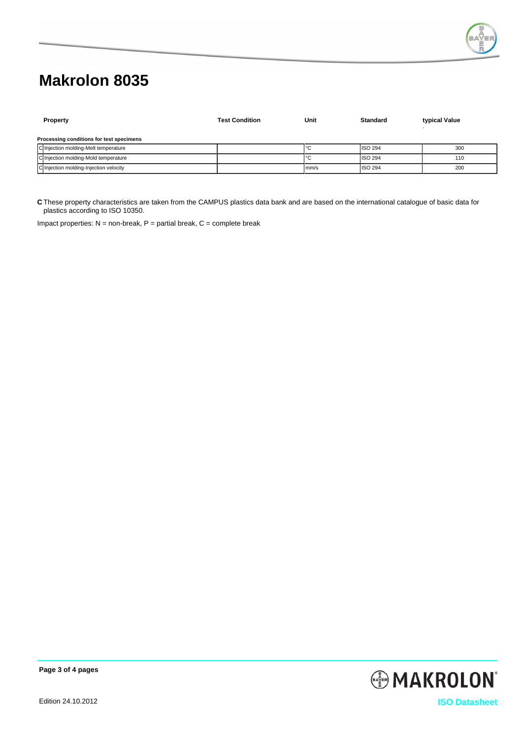# Makrolon 8035

| | Property | Test Condition | Unit | Standard | typical Value |
|---|---|---|---|---|---|
| | **Processing conditions for test specimens** | | | | |
| C | Injection molding-Melt temperature | | °C | ISO 294 | 300 |
| C | Injection molding-Mold temperature | | °C | ISO 294 | 110 |
| C | Injection molding-Injection velocity | | mm/s | ISO 294 | 200 |

**C** These property characteristics are taken from the CAMPUS plastics data bank and are based on the international catalogue of basic data for plastics according to ISO 10350.

Impact properties: N = non-break, P = partial break, C = complete break

Edition 24.10.2012

**ISO Datasheet**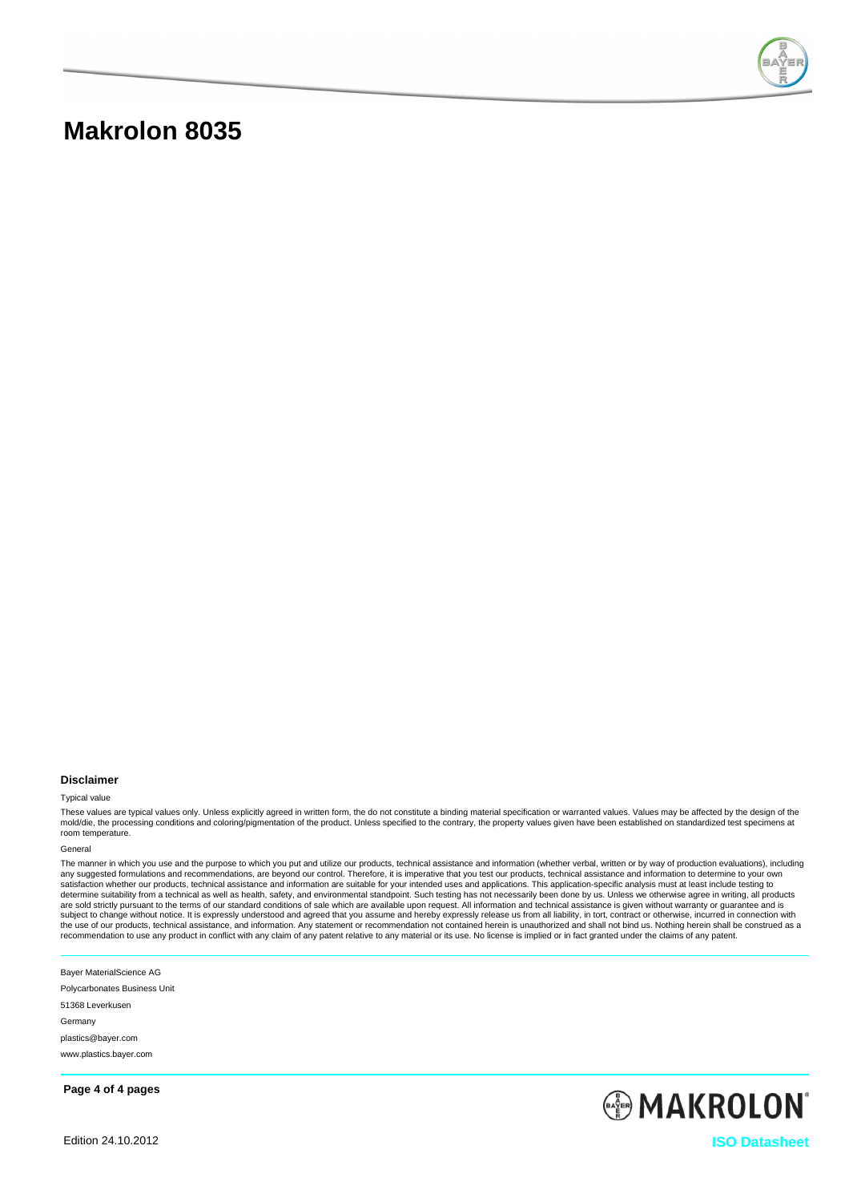# Makrolon 8035

### Disclaimer

Typical value

These values are typical values only. Unless explicitly agreed in written form, the do not constitute a binding material specification or warranted values. Values may be affected by the design of the mold/die, the processing conditions and coloring/pigmentation of the product. Unless specified to the contrary, the property values given have been established on standardized test specimens at room temperature.

General

The manner in which you use and the purpose to which you put and utilize our products, technical assistance and information (whether verbal, written or by way of production evaluations), including any suggested formulations and recommendations, are beyond our control. Therefore, it is imperative that you test our products, technical assistance and information to determine to your own satisfaction whether our products, technical assistance and information are suitable for your intended uses and applications. This application-specific analysis must at least include testing to determine suitability from a technical as well as health, safety, and environmental standpoint. Such testing has not necessarily been done by us. Unless we otherwise agree in writing, all products are sold strictly pursuant to the terms of our standard conditions of sale which are available upon request. All information and technical assistance is given without warranty or guarantee and is subject to change without notice. It is expressly understood and agreed that you assume and hereby expressly release us from all liability, in tort, contract or otherwise, incurred in connection with the use of our products, technical assistance, and information. Any statement or recommendation not contained herein is unauthorized and shall not bind us. Nothing herein shall be construed as a recommendation to use any product in conflict with any claim of any patent relative to any material or its use. No license is implied or in fact granted under the claims of any patent.

Bayer MaterialScience AG

Polycarbonates Business Unit

51368 Leverkusen

Germany

plastics@bayer.com

www.plastics.bayer.com

Edition 24.10.2012

ISO Datasheet